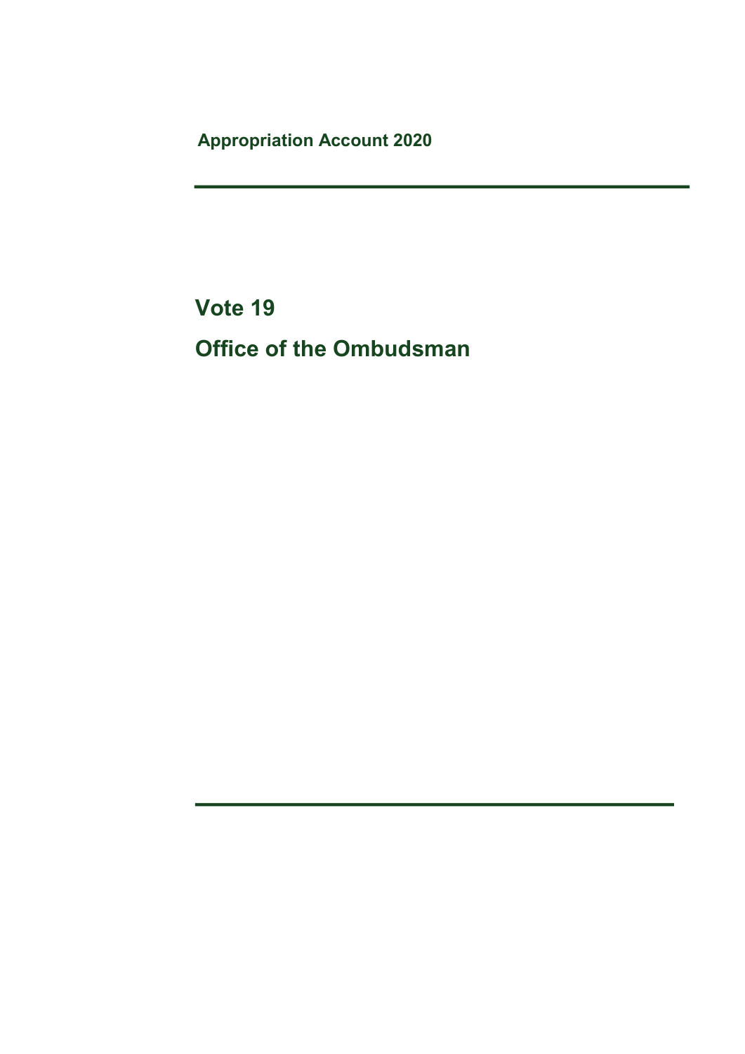**Appropriation Account 2020**

# Vote 19

# Office of the Ombudsman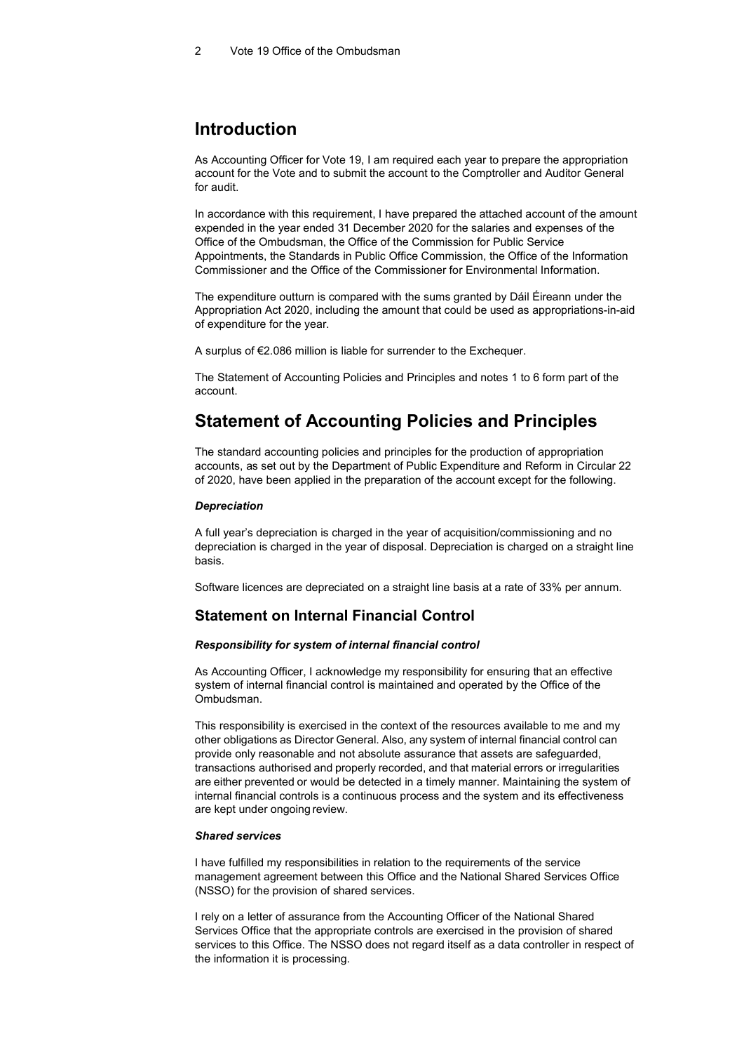## Introduction

As Accounting Officer for Vote 19, I am required each year to prepare the appropriation account for the Vote and to submit the account to the Comptroller and Auditor General for audit.

In accordance with this requirement, I have prepared the attached account of the amount expended in the year ended 31 December 2020 for the salaries and expenses of the Office of the Ombudsman, the Office of the Commission for Public Service Appointments, the Standards in Public Office Commission, the Office of the Information Commissioner and the Office of the Commissioner for Environmental Information.

The expenditure outturn is compared with the sums granted by Dáil Éireann under the Appropriation Act 2020, including the amount that could be used as appropriations-in-aid of expenditure for the year.

A surplus of €2.086 million is liable for surrender to the Exchequer.

The Statement of Accounting Policies and Principles and notes 1 to 6 form part of the account.

## Statement of Accounting Policies and Principles

The standard accounting policies and principles for the production of appropriation accounts, as set out by the Department of Public Expenditure and Reform in Circular 22 of 2020, have been applied in the preparation of the account except for the following.

***Depreciation***

A full year's depreciation is charged in the year of acquisition/commissioning and no depreciation is charged in the year of disposal. Depreciation is charged on a straight line basis.

Software licences are depreciated on a straight line basis at a rate of 33% per annum.

### Statement on Internal Financial Control

***Responsibility for system of internal financial control***

As Accounting Officer, I acknowledge my responsibility for ensuring that an effective system of internal financial control is maintained and operated by the Office of the Ombudsman.

This responsibility is exercised in the context of the resources available to me and my other obligations as Director General. Also, any system of internal financial control can provide only reasonable and not absolute assurance that assets are safeguarded, transactions authorised and properly recorded, and that material errors or irregularities are either prevented or would be detected in a timely manner. Maintaining the system of internal financial controls is a continuous process and the system and its effectiveness are kept under ongoing review.

***Shared services***

I have fulfilled my responsibilities in relation to the requirements of the service management agreement between this Office and the National Shared Services Office (NSSO) for the provision of shared services.

I rely on a letter of assurance from the Accounting Officer of the National Shared Services Office that the appropriate controls are exercised in the provision of shared services to this Office. The NSSO does not regard itself as a data controller in respect of the information it is processing.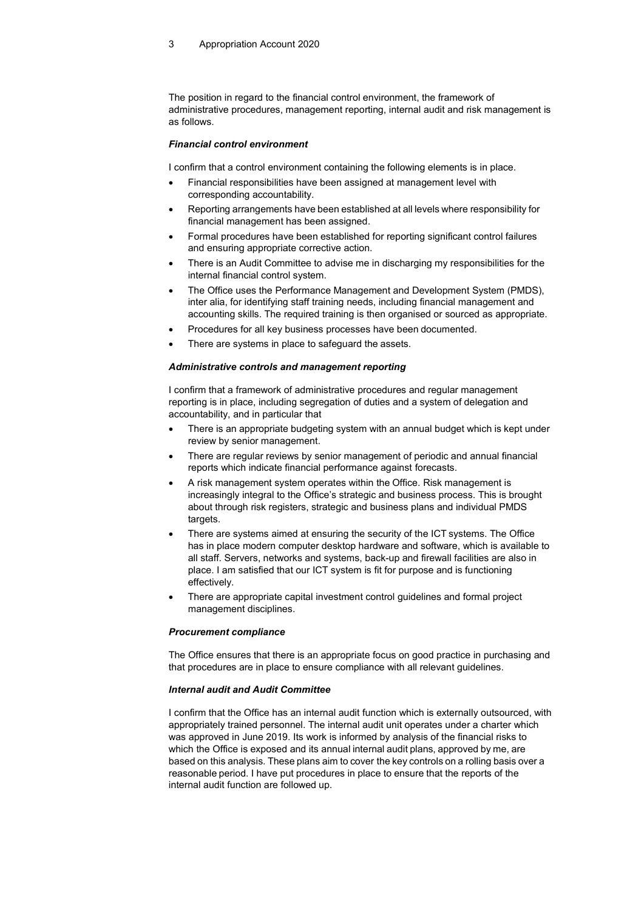The position in regard to the financial control environment, the framework of administrative procedures, management reporting, internal audit and risk management is as follows.

### *Financial control environment*

I confirm that a control environment containing the following elements is in place.

- Financial responsibilities have been assigned at management level with corresponding accountability.
- Reporting arrangements have been established at all levels where responsibility for financial management has been assigned.
- Formal procedures have been established for reporting significant control failures and ensuring appropriate corrective action.
- There is an Audit Committee to advise me in discharging my responsibilities for the internal financial control system.
- The Office uses the Performance Management and Development System (PMDS), inter alia, for identifying staff training needs, including financial management and accounting skills. The required training is then organised or sourced as appropriate.
- Procedures for all key business processes have been documented.
- There are systems in place to safeguard the assets.

### *Administrative controls and management reporting*

I confirm that a framework of administrative procedures and regular management reporting is in place, including segregation of duties and a system of delegation and accountability, and in particular that

- There is an appropriate budgeting system with an annual budget which is kept under review by senior management.
- There are regular reviews by senior management of periodic and annual financial reports which indicate financial performance against forecasts.
- A risk management system operates within the Office. Risk management is increasingly integral to the Office's strategic and business process. This is brought about through risk registers, strategic and business plans and individual PMDS targets.
- There are systems aimed at ensuring the security of the ICT systems. The Office has in place modern computer desktop hardware and software, which is available to all staff. Servers, networks and systems, back-up and firewall facilities are also in place. I am satisfied that our ICT system is fit for purpose and is functioning effectively.
- There are appropriate capital investment control guidelines and formal project management disciplines.

### *Procurement compliance*

The Office ensures that there is an appropriate focus on good practice in purchasing and that procedures are in place to ensure compliance with all relevant guidelines.

### *Internal audit and Audit Committee*

I confirm that the Office has an internal audit function which is externally outsourced, with appropriately trained personnel. The internal audit unit operates under a charter which was approved in June 2019. Its work is informed by analysis of the financial risks to which the Office is exposed and its annual internal audit plans, approved by me, are based on this analysis. These plans aim to cover the key controls on a rolling basis over a reasonable period. I have put procedures in place to ensure that the reports of the internal audit function are followed up.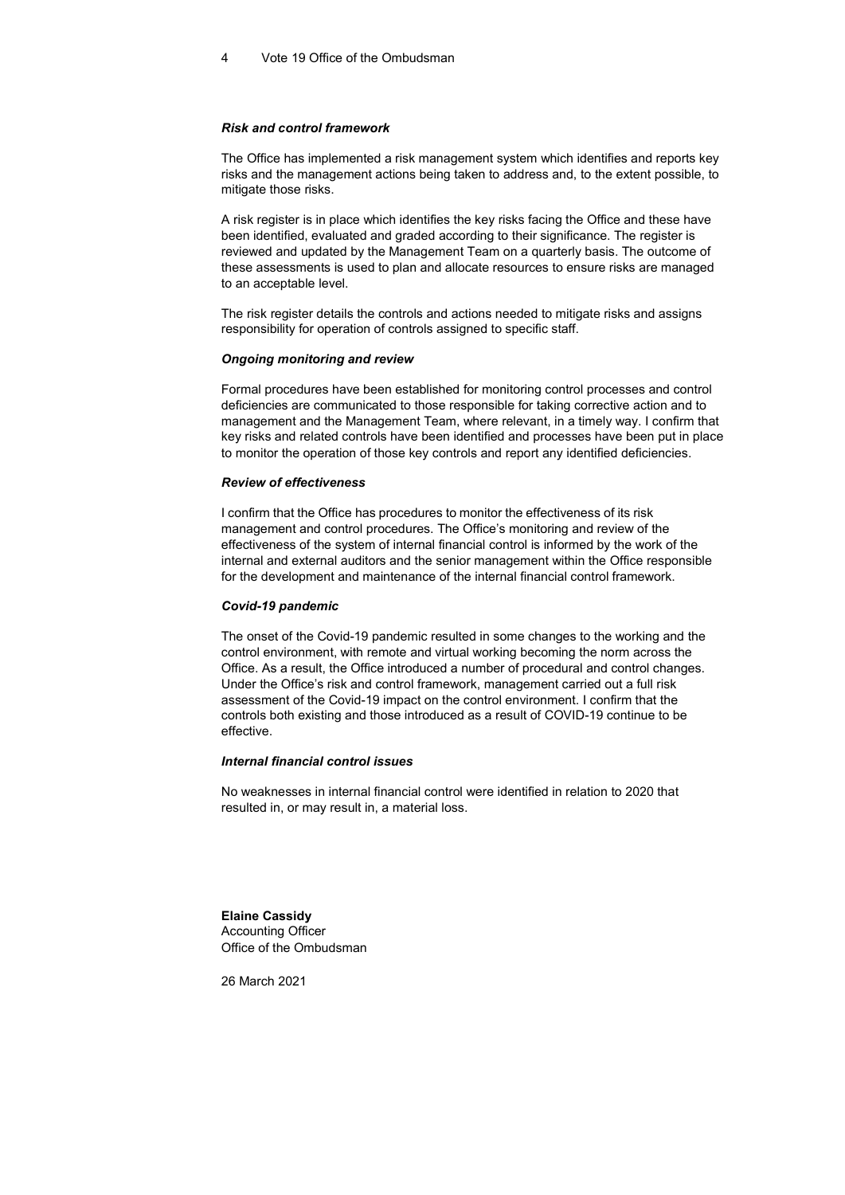***Risk and control framework***

The Office has implemented a risk management system which identifies and reports key risks and the management actions being taken to address and, to the extent possible, to mitigate those risks.

A risk register is in place which identifies the key risks facing the Office and these have been identified, evaluated and graded according to their significance. The register is reviewed and updated by the Management Team on a quarterly basis. The outcome of these assessments is used to plan and allocate resources to ensure risks are managed to an acceptable level.

The risk register details the controls and actions needed to mitigate risks and assigns responsibility for operation of controls assigned to specific staff.

***Ongoing monitoring and review***

Formal procedures have been established for monitoring control processes and control deficiencies are communicated to those responsible for taking corrective action and to management and the Management Team, where relevant, in a timely way. I confirm that key risks and related controls have been identified and processes have been put in place to monitor the operation of those key controls and report any identified deficiencies.

***Review of effectiveness***

I confirm that the Office has procedures to monitor the effectiveness of its risk management and control procedures. The Office's monitoring and review of the effectiveness of the system of internal financial control is informed by the work of the internal and external auditors and the senior management within the Office responsible for the development and maintenance of the internal financial control framework.

***Covid-19 pandemic***

The onset of the Covid-19 pandemic resulted in some changes to the working and the control environment, with remote and virtual working becoming the norm across the Office. As a result, the Office introduced a number of procedural and control changes. Under the Office's risk and control framework, management carried out a full risk assessment of the Covid-19 impact on the control environment. I confirm that the controls both existing and those introduced as a result of COVID-19 continue to be effective.

***Internal financial control issues***

No weaknesses in internal financial control were identified in relation to 2020 that resulted in, or may result in, a material loss.

**Elaine Cassidy**
Accounting Officer
Office of the Ombudsman

26 March 2021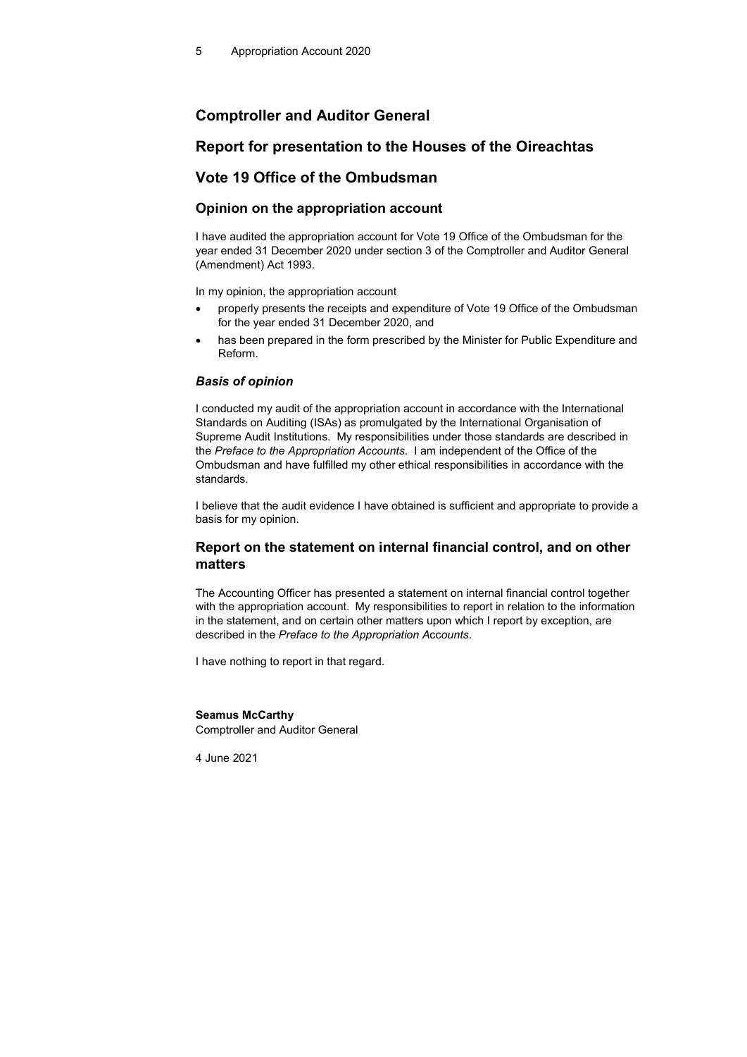## Comptroller and Auditor General

## Report for presentation to the Houses of the Oireachtas

## Vote 19 Office of the Ombudsman

### Opinion on the appropriation account

I have audited the appropriation account for Vote 19 Office of the Ombudsman for the year ended 31 December 2020 under section 3 of the Comptroller and Auditor General (Amendment) Act 1993.

In my opinion, the appropriation account

- properly presents the receipts and expenditure of Vote 19 Office of the Ombudsman for the year ended 31 December 2020, and
- has been prepared in the form prescribed by the Minister for Public Expenditure and Reform.

#### *Basis of opinion*

I conducted my audit of the appropriation account in accordance with the International Standards on Auditing (ISAs) as promulgated by the International Organisation of Supreme Audit Institutions. My responsibilities under those standards are described in the *Preface to the Appropriation Accounts*. I am independent of the Office of the Ombudsman and have fulfilled my other ethical responsibilities in accordance with the standards.

I believe that the audit evidence I have obtained is sufficient and appropriate to provide a basis for my opinion.

### Report on the statement on internal financial control, and on other matters

The Accounting Officer has presented a statement on internal financial control together with the appropriation account. My responsibilities to report in relation to the information in the statement, and on certain other matters upon which I report by exception, are described in the *Preface to the Appropriation Accounts*.

I have nothing to report in that regard.

**Seamus McCarthy**
Comptroller and Auditor General

4 June 2021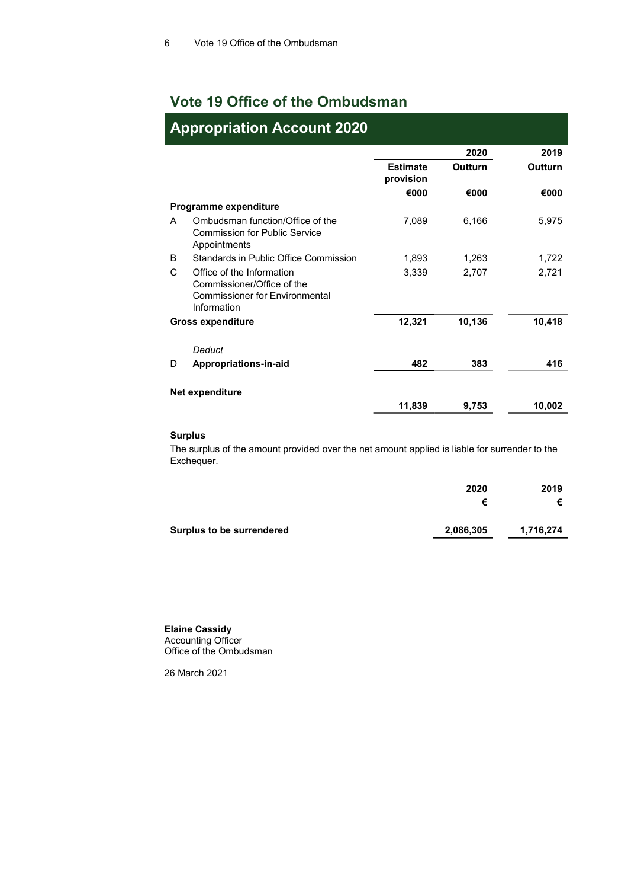# Vote 19 Office of the Ombudsman

## Appropriation Account 2020

| | | | 2020 | 2019 |
|---|---|---|---|---|
| | | Estimate provision | Outturn | Outturn |
| | | €000 | €000 | €000 |
| | **Programme expenditure** | | | |
| A | Ombudsman function/Office of the Commission for Public Service Appointments | 7,089 | 6,166 | 5,975 |
| B | Standards in Public Office Commission | 1,893 | 1,263 | 1,722 |
| C | Office of the Information Commissioner/Office of the Commissioner for Environmental Information | 3,339 | 2,707 | 2,721 |
| | **Gross expenditure** | **12,321** | **10,136** | **10,418** |
| | *Deduct* | | | |
| D | **Appropriations-in-aid** | **482** | **383** | **416** |
| | **Net expenditure** | **11,839** | **9,753** | **10,002** |

**Surplus**

The surplus of the amount provided over the net amount applied is liable for surrender to the Exchequer.

| | 2020 | 2019 |
|---|---|---|
| | € | € |
| **Surplus to be surrendered** | **2,086,305** | **1,716,274** |

**Elaine Cassidy**
Accounting Officer
Office of the Ombudsman

26 March 2021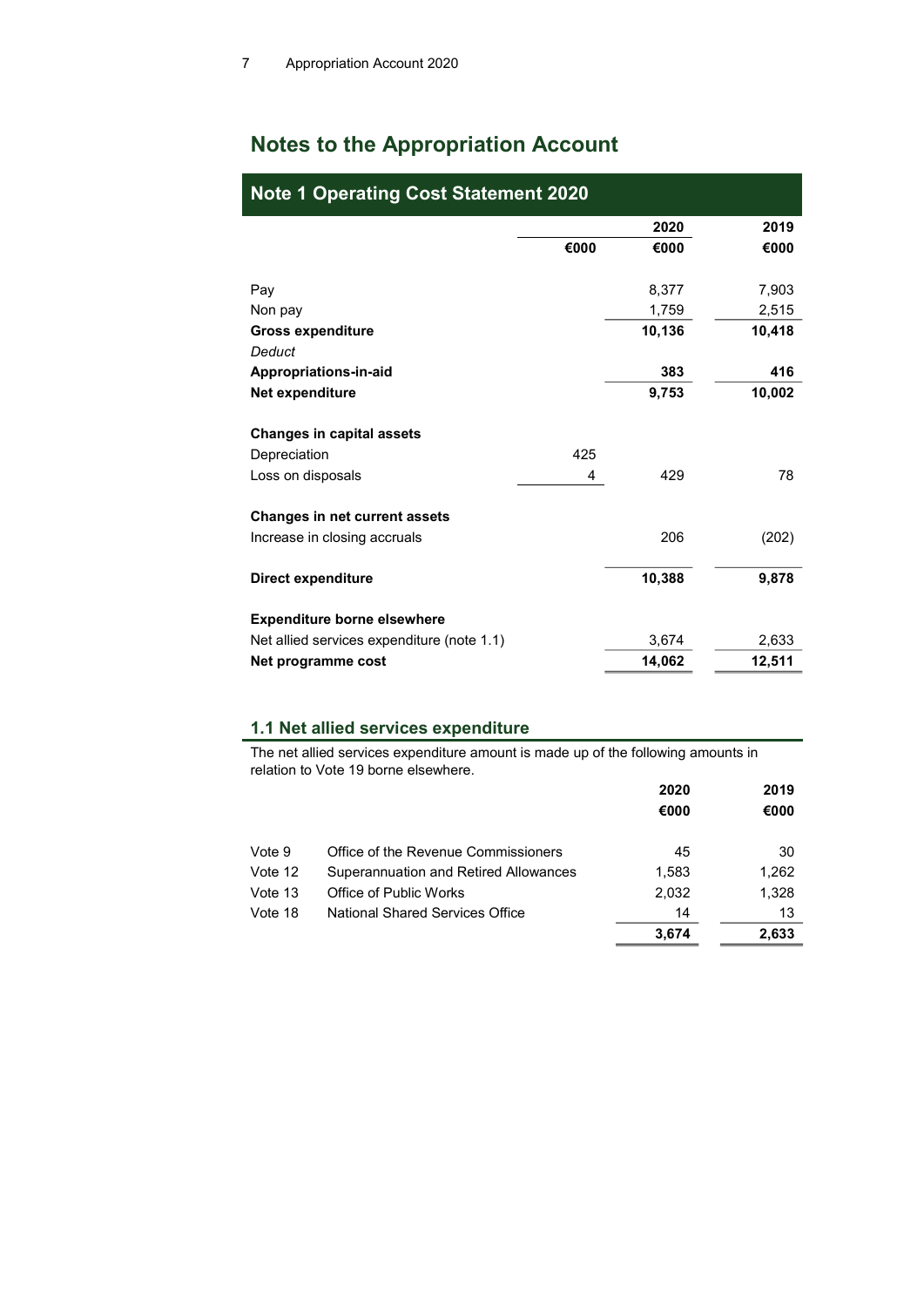# Notes to the Appropriation Account

## Note 1 Operating Cost Statement 2020

| | | 2020 | 2019 |
|---|---|---|---|
| | €000 | €000 | €000 |
| Pay | | 8,377 | 7,903 |
| Non pay | | 1,759 | 2,515 |
| **Gross expenditure** | | **10,136** | **10,418** |
| *Deduct* | | | |
| **Appropriations-in-aid** | | **383** | **416** |
| **Net expenditure** | | **9,753** | **10,002** |
| | | | |
| **Changes in capital assets** | | | |
| Depreciation | 425 | | |
| Loss on disposals | 4 | 429 | 78 |
| | | | |
| **Changes in net current assets** | | | |
| Increase in closing accruals | | 206 | (202) |
| | | | |
| **Direct expenditure** | | **10,388** | **9,878** |
| | | | |
| **Expenditure borne elsewhere** | | | |
| Net allied services expenditure (note 1.1) | | 3,674 | 2,633 |
| **Net programme cost** | | **14,062** | **12,511** |

### 1.1 Net allied services expenditure

The net allied services expenditure amount is made up of the following amounts in relation to Vote 19 borne elsewhere.

| | | 2020 | 2019 |
|---|---|---|---|
| | | €000 | €000 |
| Vote 9 | Office of the Revenue Commissioners | 45 | 30 |
| Vote 12 | Superannuation and Retired Allowances | 1,583 | 1,262 |
| Vote 13 | Office of Public Works | 2,032 | 1,328 |
| Vote 18 | National Shared Services Office | 14 | 13 |
| | | **3,674** | **2,633** |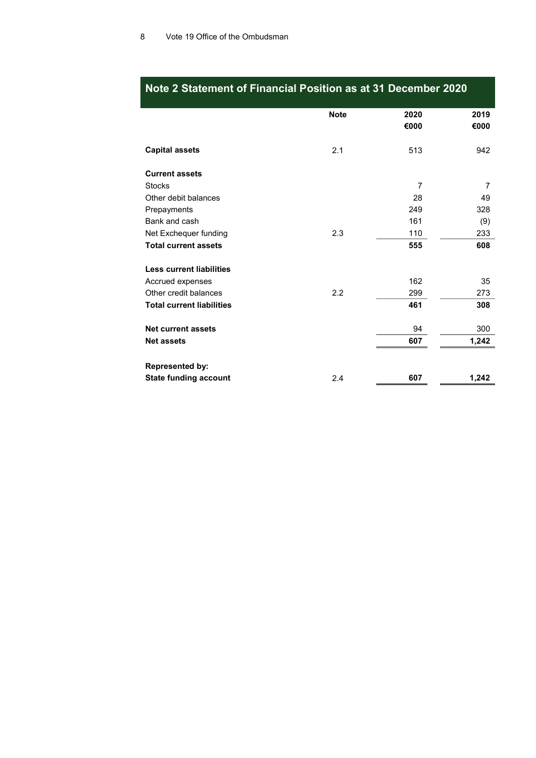## Note 2 Statement of Financial Position as at 31 December 2020

| | Note | 2020 €000 | 2019 €000 |
|---|---|---|---|
| **Capital assets** | 2.1 | 513 | 942 |
| **Current assets** | | | |
| Stocks | | 7 | 7 |
| Other debit balances | | 28 | 49 |
| Prepayments | | 249 | 328 |
| Bank and cash | | 161 | (9) |
| Net Exchequer funding | 2.3 | 110 | 233 |
| **Total current assets** | | **555** | **608** |
| **Less current liabilities** | | | |
| Accrued expenses | | 162 | 35 |
| Other credit balances | 2.2 | 299 | 273 |
| **Total current liabilities** | | **461** | **308** |
| **Net current assets** | | 94 | 300 |
| **Net assets** | | **607** | **1,242** |
| **Represented by:** | | | |
| **State funding account** | 2.4 | **607** | **1,242** |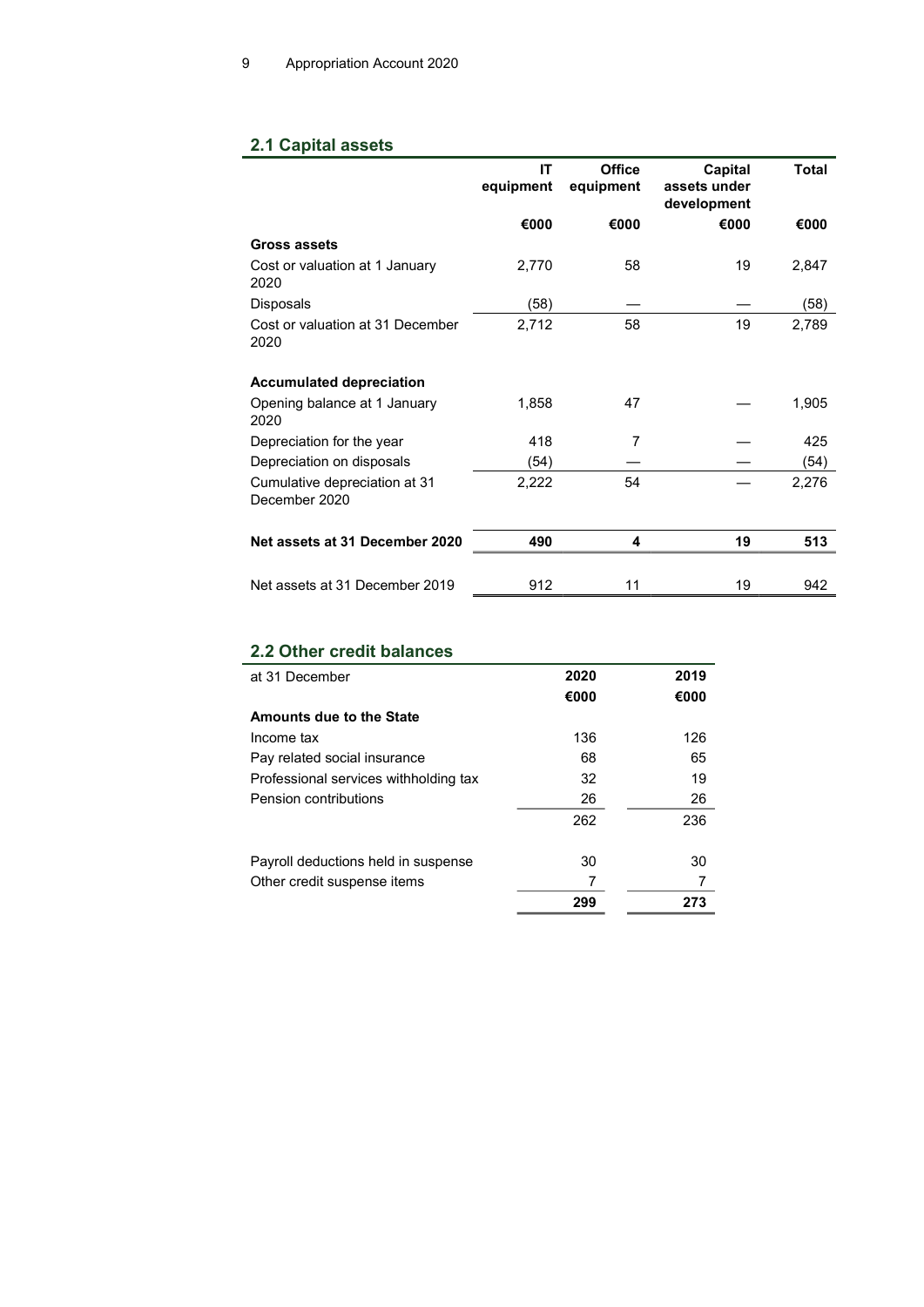## 2.1 Capital assets

| | IT equipment | Office equipment | Capital assets under development | Total |
|---|---|---|---|---|
| | €000 | €000 | €000 | €000 |
| **Gross assets** | | | | |
| Cost or valuation at 1 January 2020 | 2,770 | 58 | 19 | 2,847 |
| Disposals | (58) | — | — | (58) |
| Cost or valuation at 31 December 2020 | 2,712 | 58 | 19 | 2,789 |
| | | | | |
| **Accumulated depreciation** | | | | |
| Opening balance at 1 January 2020 | 1,858 | 47 | — | 1,905 |
| Depreciation for the year | 418 | 7 | — | 425 |
| Depreciation on disposals | (54) | — | — | (54) |
| Cumulative depreciation at 31 December 2020 | 2,222 | 54 | — | 2,276 |
| | | | | |
| **Net assets at 31 December 2020** | **490** | **4** | **19** | **513** |
| | | | | |
| Net assets at 31 December 2019 | 912 | 11 | 19 | 942 |

## 2.2 Other credit balances

| at 31 December | 2020 | 2019 |
|---|---|---|
| | €000 | €000 |
| **Amounts due to the State** | | |
| Income tax | 136 | 126 |
| Pay related social insurance | 68 | 65 |
| Professional services withholding tax | 32 | 19 |
| Pension contributions | 26 | 26 |
| | 262 | 236 |
| | | |
| Payroll deductions held in suspense | 30 | 30 |
| Other credit suspense items | 7 | 7 |
| | **299** | **273** |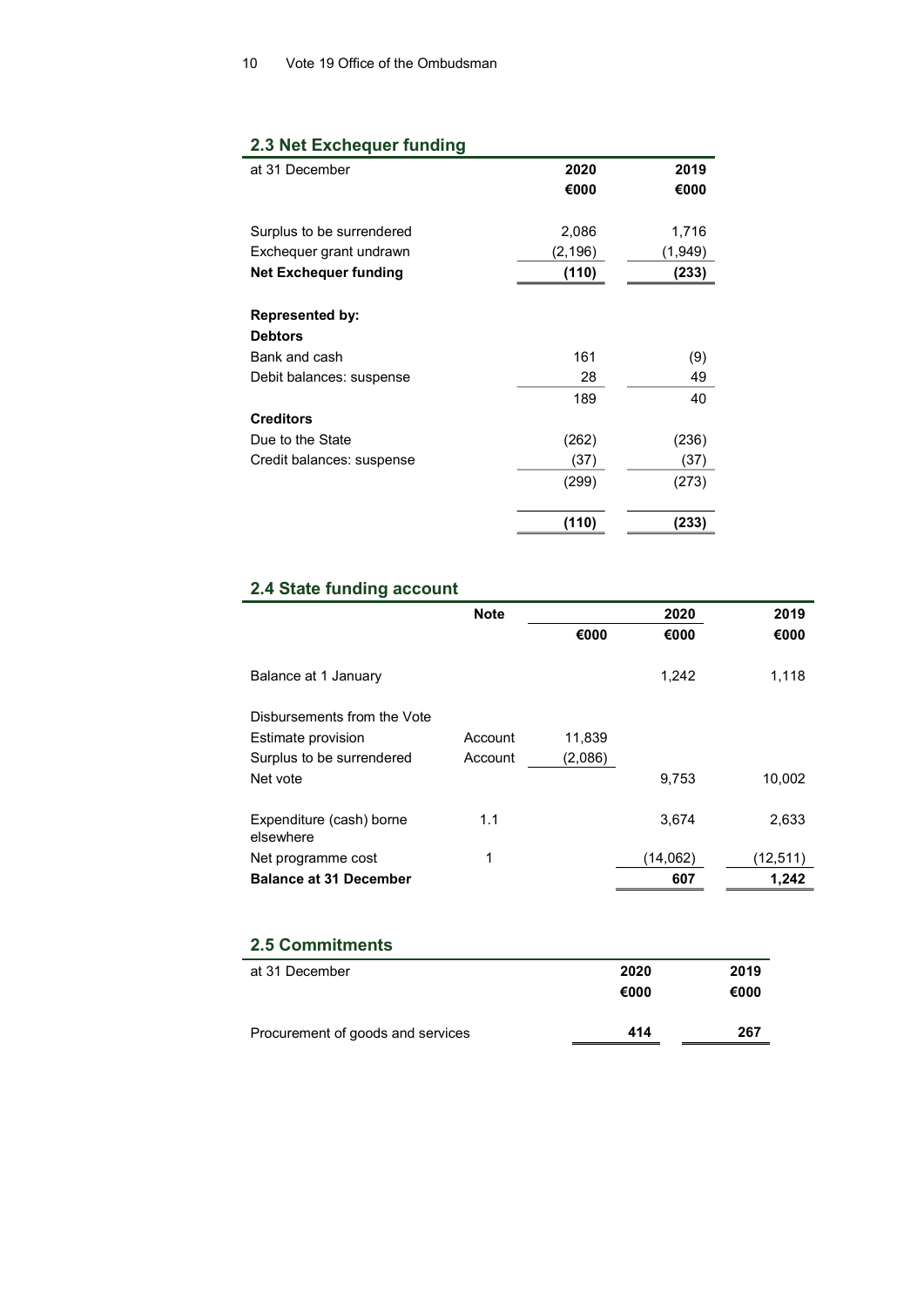## 2.3 Net Exchequer funding

| at 31 December | 2020 | 2019 |
|---|---|---|
| | €000 | €000 |
| Surplus to be surrendered | 2,086 | 1,716 |
| Exchequer grant undrawn | (2,196) | (1,949) |
| **Net Exchequer funding** | **(110)** | **(233)** |
| **Represented by:** | | |
| **Debtors** | | |
| Bank and cash | 161 | (9) |
| Debit balances: suspense | 28 | 49 |
| | 189 | 40 |
| **Creditors** | | |
| Due to the State | (262) | (236) |
| Credit balances: suspense | (37) | (37) |
| | (299) | (273) |
| | **(110)** | **(233)** |

## 2.4 State funding account

| | Note | | 2020 | 2019 |
|---|---|---|---|---|
| | | €000 | €000 | €000 |
| Balance at 1 January | | | 1,242 | 1,118 |
| Disbursements from the Vote | | | | |
| Estimate provision | Account | 11,839 | | |
| Surplus to be surrendered | Account | (2,086) | | |
| Net vote | | | 9,753 | 10,002 |
| Expenditure (cash) borne elsewhere | 1.1 | | 3,674 | 2,633 |
| Net programme cost | 1 | | (14,062) | (12,511) |
| **Balance at 31 December** | | | **607** | **1,242** |

## 2.5 Commitments

| at 31 December | 2020 | 2019 |
|---|---|---|
| | €000 | €000 |
| Procurement of goods and services | **414** | **267** |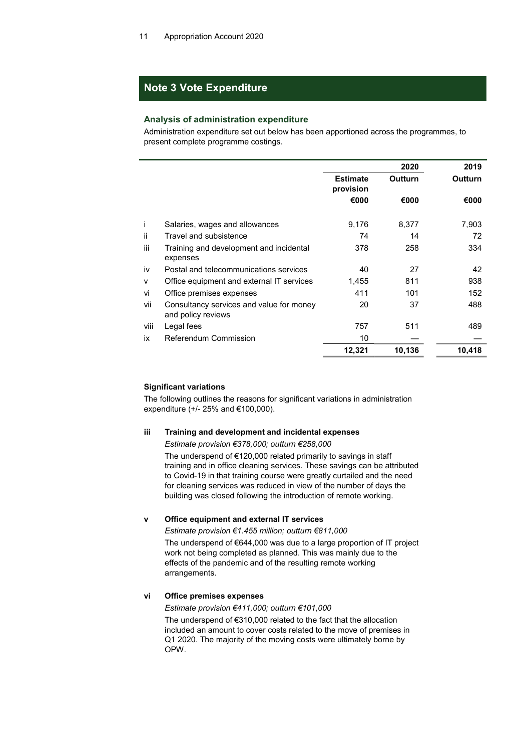## Note 3 Vote Expenditure

### Analysis of administration expenditure

Administration expenditure set out below has been apportioned across the programmes, to present complete programme costings.

| | | 2020 | | 2019 |
|---|---|---|---|---|
| | | Estimate provision | Outturn | Outturn |
| | | €000 | €000 | €000 |
| i | Salaries, wages and allowances | 9,176 | 8,377 | 7,903 |
| ii | Travel and subsistence | 74 | 14 | 72 |
| iii | Training and development and incidental expenses | 378 | 258 | 334 |
| iv | Postal and telecommunications services | 40 | 27 | 42 |
| v | Office equipment and external IT services | 1,455 | 811 | 938 |
| vi | Office premises expenses | 411 | 101 | 152 |
| vii | Consultancy services and value for money and policy reviews | 20 | 37 | 488 |
| viii | Legal fees | 757 | 511 | 489 |
| ix | Referendum Commission | 10 | — | — |
| | | **12,321** | **10,136** | **10,418** |

#### Significant variations

The following outlines the reasons for significant variations in administration expenditure (+/- 25% and €100,000).

**iii Training and development and incidental expenses**

*Estimate provision €378,000; outturn €258,000*

The underspend of €120,000 related primarily to savings in staff training and in office cleaning services. These savings can be attributed to Covid-19 in that training course were greatly curtailed and the need for cleaning services was reduced in view of the number of days the building was closed following the introduction of remote working.

**v Office equipment and external IT services**

*Estimate provision €1.455 million; outturn €811,000*

The underspend of €644,000 was due to a large proportion of IT project work not being completed as planned. This was mainly due to the effects of the pandemic and of the resulting remote working arrangements.

**vi Office premises expenses**

*Estimate provision €411,000; outturn €101,000*

The underspend of €310,000 related to the fact that the allocation included an amount to cover costs related to the move of premises in Q1 2020. The majority of the moving costs were ultimately borne by OPW.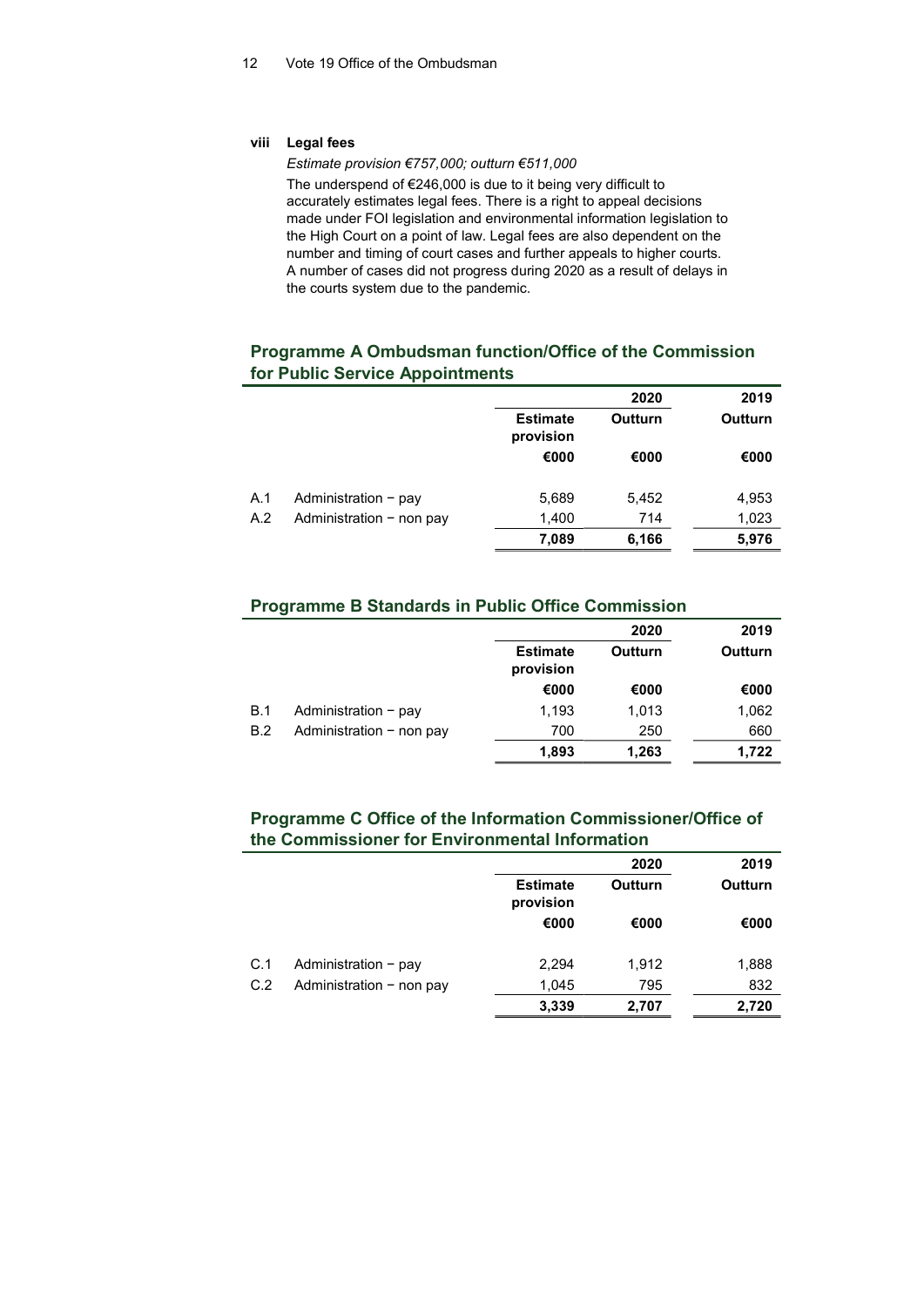**viii Legal fees**

*Estimate provision €757,000; outturn €511,000*

The underspend of €246,000 is due to it being very difficult to accurately estimates legal fees. There is a right to appeal decisions made under FOI legislation and environmental information legislation to the High Court on a point of law. Legal fees are also dependent on the number and timing of court cases and further appeals to higher courts. A number of cases did not progress during 2020 as a result of delays in the courts system due to the pandemic.

## Programme A Ombudsman function/Office of the Commission for Public Service Appointments

| | | 2020 | | 2019 |
|---|---|---|---|---|
| | | Estimate provision | Outturn | Outturn |
| | | €000 | €000 | €000 |
| A.1 | Administration − pay | 5,689 | 5,452 | 4,953 |
| A.2 | Administration − non pay | 1,400 | 714 | 1,023 |
| | | **7,089** | **6,166** | **5,976** |

## Programme B Standards in Public Office Commission

| | | 2020 | | 2019 |
|---|---|---|---|---|
| | | Estimate provision | Outturn | Outturn |
| | | €000 | €000 | €000 |
| B.1 | Administration − pay | 1,193 | 1,013 | 1,062 |
| B.2 | Administration − non pay | 700 | 250 | 660 |
| | | **1,893** | **1,263** | **1,722** |

## Programme C Office of the Information Commissioner/Office of the Commissioner for Environmental Information

| | | 2020 | | 2019 |
|---|---|---|---|---|
| | | Estimate provision | Outturn | Outturn |
| | | €000 | €000 | €000 |
| C.1 | Administration − pay | 2,294 | 1,912 | 1,888 |
| C.2 | Administration − non pay | 1,045 | 795 | 832 |
| | | **3,339** | **2,707** | **2,720** |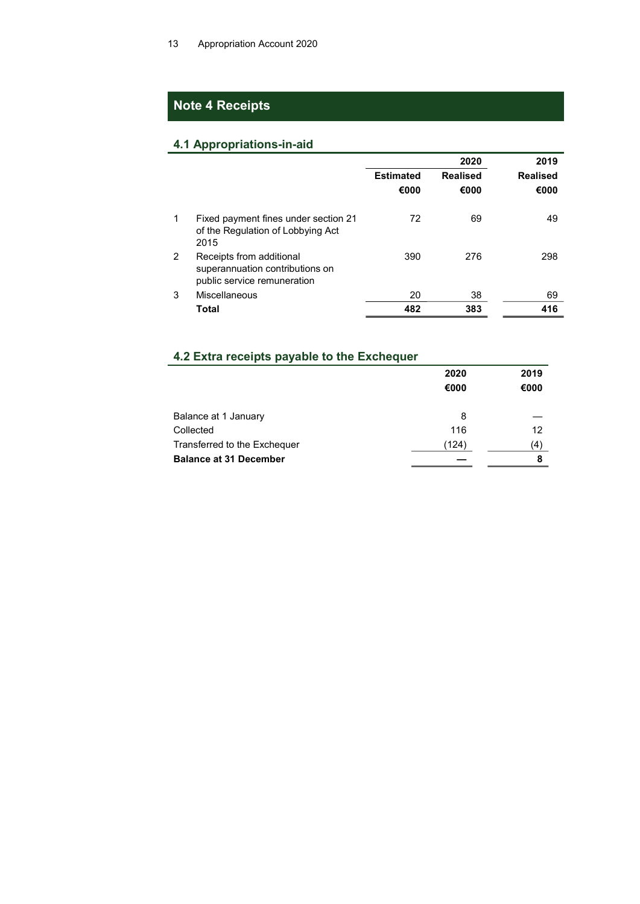## Note 4 Receipts

### 4.1 Appropriations-in-aid

| | | 2020 | | 2019 |
|---|---|---|---|---|
| | | Estimated | Realised | Realised |
| | | €000 | €000 | €000 |
| 1 | Fixed payment fines under section 21 of the Regulation of Lobbying Act 2015 | 72 | 69 | 49 |
| 2 | Receipts from additional superannuation contributions on public service remuneration | 390 | 276 | 298 |
| 3 | Miscellaneous | 20 | 38 | 69 |
| | **Total** | **482** | **383** | **416** |

### 4.2 Extra receipts payable to the Exchequer

| | 2020 | 2019 |
|---|---|---|
| | €000 | €000 |
| Balance at 1 January | 8 | — |
| Collected | 116 | 12 |
| Transferred to the Exchequer | (124) | (4) |
| **Balance at 31 December** | **—** | **8** |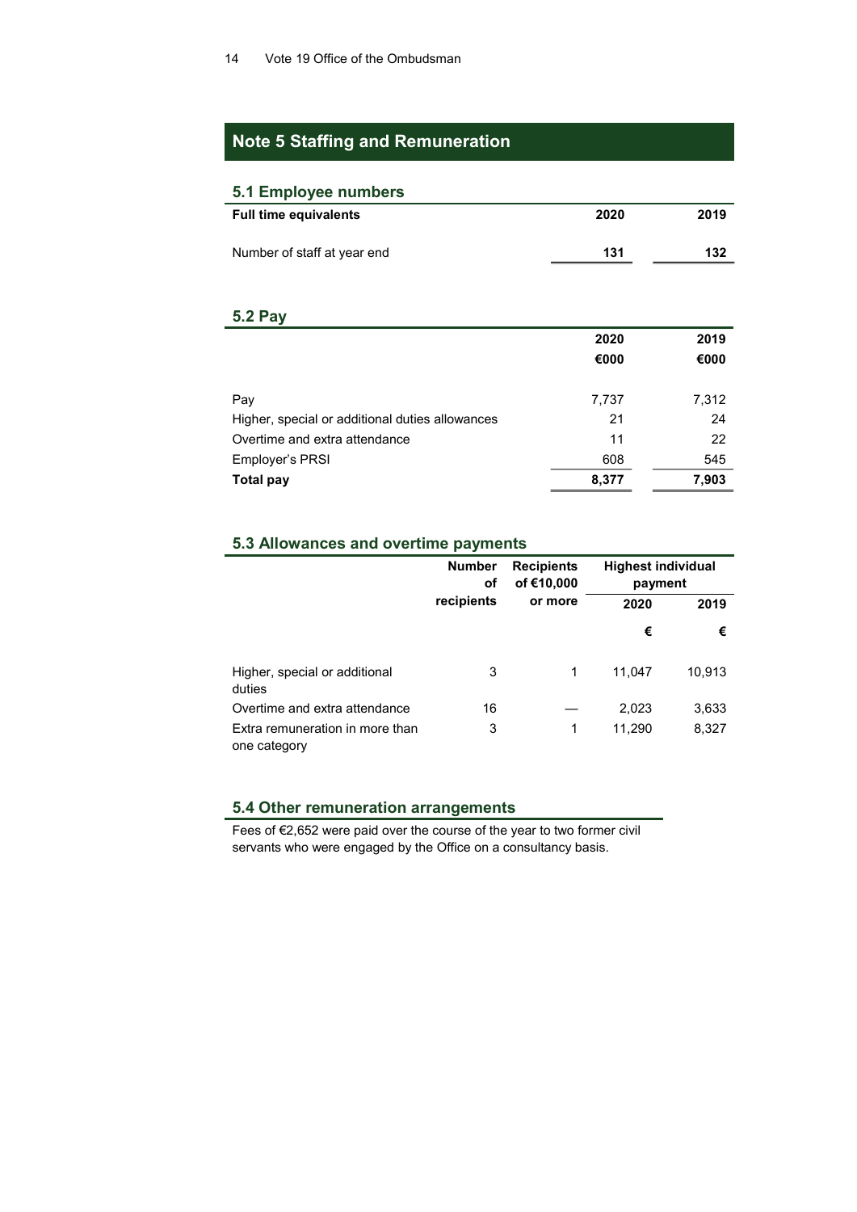## Note 5 Staffing and Remuneration

### 5.1 Employee numbers

| Full time equivalents | 2020 | 2019 |
|---|---|---|
| Number of staff at year end | 131 | 132 |

### 5.2 Pay

| | 2020 €000 | 2019 €000 |
|---|---|---|
| Pay | 7,737 | 7,312 |
| Higher, special or additional duties allowances | 21 | 24 |
| Overtime and extra attendance | 11 | 22 |
| Employer's PRSI | 608 | 545 |
| **Total pay** | **8,377** | **7,903** |

### 5.3 Allowances and overtime payments

| | Number of recipients | Recipients of €10,000 or more | Highest individual payment | |
|---|---|---|---|---|
| | | | 2020 | 2019 |
| | | | € | € |
| Higher, special or additional duties | 3 | 1 | 11,047 | 10,913 |
| Overtime and extra attendance | 16 | — | 2,023 | 3,633 |
| Extra remuneration in more than one category | 3 | 1 | 11,290 | 8,327 |

### 5.4 Other remuneration arrangements

Fees of €2,652 were paid over the course of the year to two former civil servants who were engaged by the Office on a consultancy basis.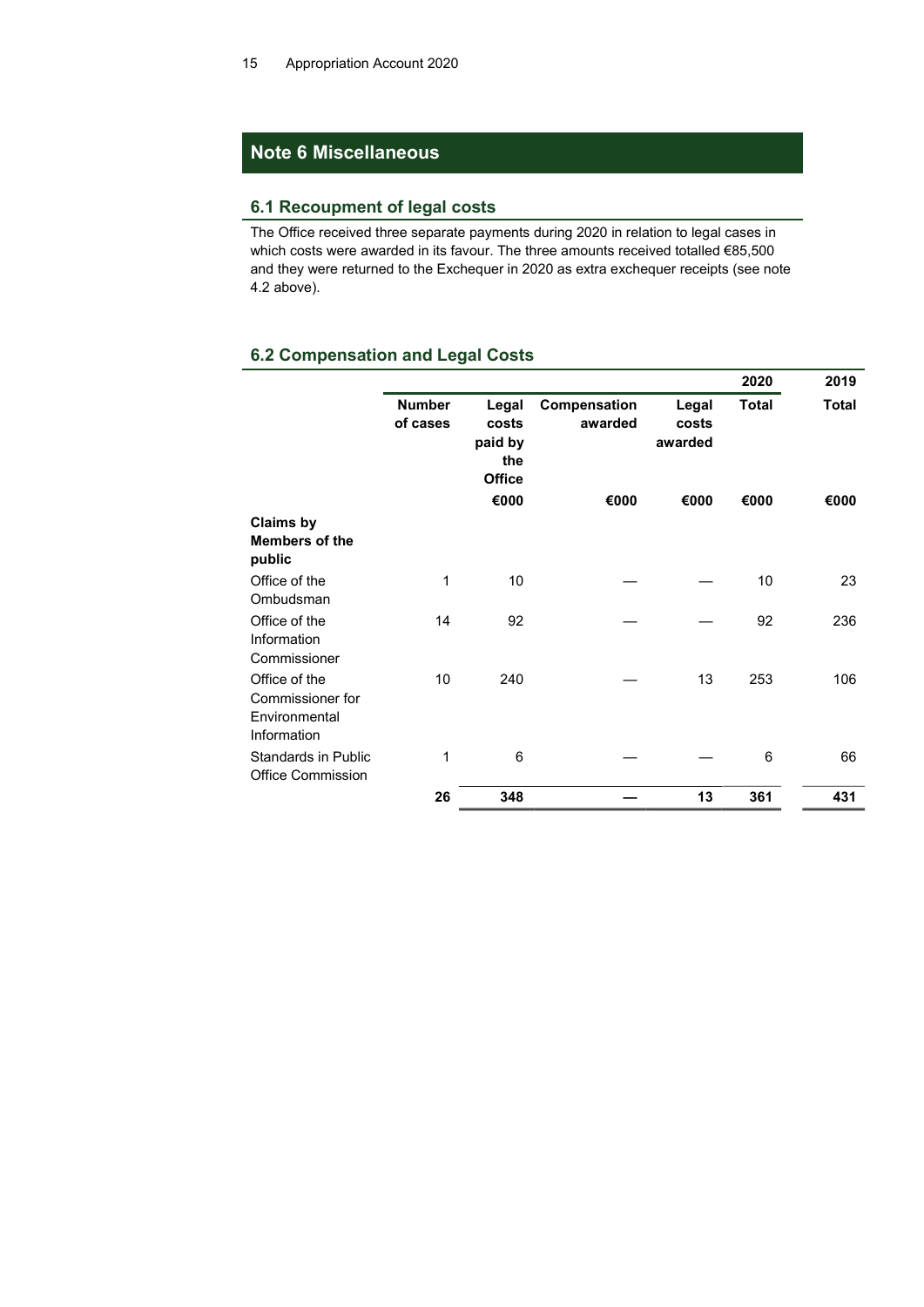## Note 6 Miscellaneous

### 6.1 Recoupment of legal costs

The Office received three separate payments during 2020 in relation to legal cases in which costs were awarded in its favour. The three amounts received totalled €85,500 and they were returned to the Exchequer in 2020 as extra exchequer receipts (see note 4.2 above).

### 6.2 Compensation and Legal Costs

| | | | | | 2020 | 2019 |
|---|---|---|---|---|---|---|
| | Number of cases | Legal costs paid by the Office | Compensation awarded | Legal costs awarded | Total | Total |
| | | €000 | €000 | €000 | €000 | €000 |
| **Claims by Members of the public** | | | | | | |
| Office of the Ombudsman | 1 | 10 | — | — | 10 | 23 |
| Office of the Information Commissioner | 14 | 92 | — | — | 92 | 236 |
| Office of the Commissioner for Environmental Information | 10 | 240 | — | 13 | 253 | 106 |
| Standards in Public Office Commission | 1 | 6 | — | — | 6 | 66 |
| | **26** | **348** | **—** | **13** | **361** | **431** |